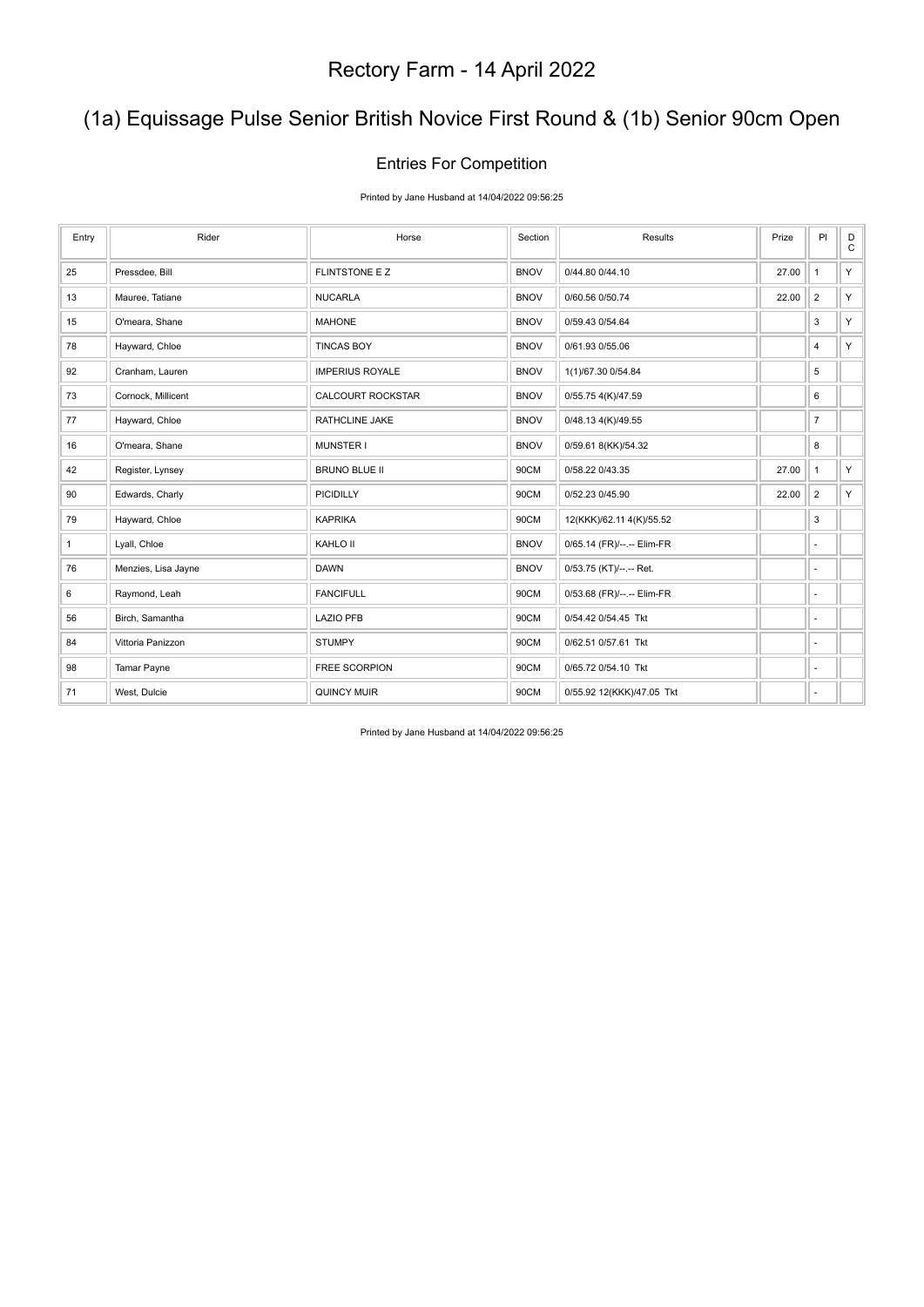# Rectory Farm - 14 April 2022

## (1a) Equissage Pulse Senior British Novice First Round & (1b) Senior 90cm Open

### Entries For Competition

Printed by Jane Husband at 14/04/2022 09:56:25

| Entry | Rider | Horse | Section | Results | Prize | Pl | DC |
|---|---|---|---|---|---|---|---|
| 25 | Pressdee, Bill | FLINTSTONE E Z | BNOV | 0/44.80 0/44.10 | 27.00 | 1 | Y |
| 13 | Mauree, Tatiane | NUCARLA | BNOV | 0/60.56 0/50.74 | 22.00 | 2 | Y |
| 15 | O'meara, Shane | MAHONE | BNOV | 0/59.43 0/54.64 | | 3 | Y |
| 78 | Hayward, Chloe | TINCAS BOY | BNOV | 0/61.93 0/55.06 | | 4 | Y |
| 92 | Cranham, Lauren | IMPERIUS ROYALE | BNOV | 1(1)/67.30 0/54.84 | | 5 | |
| 73 | Cornock, Millicent | CALCOURT ROCKSTAR | BNOV | 0/55.75 4(K)/47.59 | | 6 | |
| 77 | Hayward, Chloe | RATHCLINE JAKE | BNOV | 0/48.13 4(K)/49.55 | | 7 | |
| 16 | O'meara, Shane | MUNSTER I | BNOV | 0/59.61 8(KK)/54.32 | | 8 | |
| 42 | Register, Lynsey | BRUNO BLUE II | 90CM | 0/58.22 0/43.35 | 27.00 | 1 | Y |
| 90 | Edwards, Charly | PICIDILLY | 90CM | 0/52.23 0/45.90 | 22.00 | 2 | Y |
| 79 | Hayward, Chloe | KAPRIKA | 90CM | 12(KKK)/62.11 4(K)/55.52 | | 3 | |
| 1 | Lyall, Chloe | KAHLO II | BNOV | 0/65.14 (FR)/--.-- Elim-FR | | - | |
| 76 | Menzies, Lisa Jayne | DAWN | BNOV | 0/53.75 (KT)/--.-- Ret. | | - | |
| 6 | Raymond, Leah | FANCIFULL | 90CM | 0/53.68 (FR)/--.-- Elim-FR | | - | |
| 56 | Birch, Samantha | LAZIO PFB | 90CM | 0/54.42 0/54.45 Tkt | | - | |
| 84 | Vittoria Panizzon | STUMPY | 90CM | 0/62.51 0/57.61 Tkt | | - | |
| 98 | Tamar Payne | FREE SCORPION | 90CM | 0/65.72 0/54.10 Tkt | | - | |
| 71 | West, Dulcie | QUINCY MUIR | 90CM | 0/55.92 12(KKK)/47.05 Tkt | | - | |

Printed by Jane Husband at 14/04/2022 09:56:25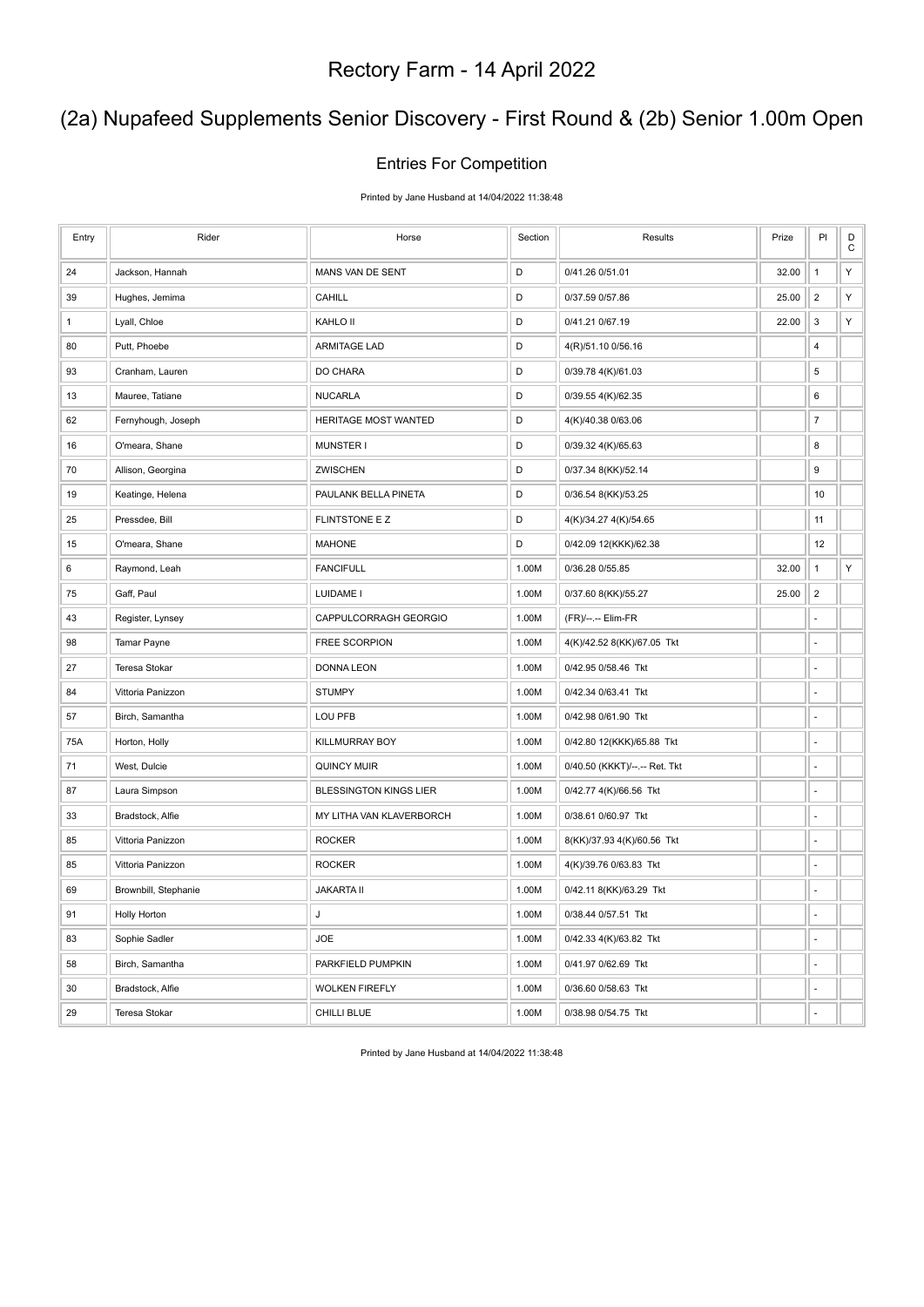# Rectory Farm - 14 April 2022

## (2a) Nupafeed Supplements Senior Discovery - First Round & (2b) Senior 1.00m Open

### Entries For Competition

Printed by Jane Husband at 14/04/2022 11:38:48

| Entry | Rider | Horse | Section | Results | Prize | Pl | DC |
|---|---|---|---|---|---|---|---|
| 24 | Jackson, Hannah | MANS VAN DE SENT | D | 0/41.26 0/51.01 | 32.00 | 1 | Y |
| 39 | Hughes, Jemima | CAHILL | D | 0/37.59 0/57.86 | 25.00 | 2 | Y |
| 1 | Lyall, Chloe | KAHLO II | D | 0/41.21 0/67.19 | 22.00 | 3 | Y |
| 80 | Putt, Phoebe | ARMITAGE LAD | D | 4(R)/51.10 0/56.16 | | 4 | |
| 93 | Cranham, Lauren | DO CHARA | D | 0/39.78 4(K)/61.03 | | 5 | |
| 13 | Mauree, Tatiane | NUCARLA | D | 0/39.55 4(K)/62.35 | | 6 | |
| 62 | Fernyhough, Joseph | HERITAGE MOST WANTED | D | 4(K)/40.38 0/63.06 | | 7 | |
| 16 | O'meara, Shane | MUNSTER I | D | 0/39.32 4(K)/65.63 | | 8 | |
| 70 | Allison, Georgina | ZWISCHEN | D | 0/37.34 8(KK)/52.14 | | 9 | |
| 19 | Keatinge, Helena | PAULANK BELLA PINETA | D | 0/36.54 8(KK)/53.25 | | 10 | |
| 25 | Pressdee, Bill | FLINTSTONE E Z | D | 4(K)/34.27 4(K)/54.65 | | 11 | |
| 15 | O'meara, Shane | MAHONE | D | 0/42.09 12(KKK)/62.38 | | 12 | |
| 6 | Raymond, Leah | FANCIFULL | 1.00M | 0/36.28 0/55.85 | 32.00 | 1 | Y |
| 75 | Gaff, Paul | LUIDAME I | 1.00M | 0/37.60 8(KK)/55.27 | 25.00 | 2 | |
| 43 | Register, Lynsey | CAPPULCORRAGH GEORGIO | 1.00M | (FR)/--.-- Elim-FR | | - | |
| 98 | Tamar Payne | FREE SCORPION | 1.00M | 4(K)/42.52 8(KK)/67.05 Tkt | | - | |
| 27 | Teresa Stokar | DONNA LEON | 1.00M | 0/42.95 0/58.46 Tkt | | - | |
| 84 | Vittoria Panizzon | STUMPY | 1.00M | 0/42.34 0/63.41 Tkt | | - | |
| 57 | Birch, Samantha | LOU PFB | 1.00M | 0/42.98 0/61.90 Tkt | | - | |
| 75A | Horton, Holly | KILLMURRAY BOY | 1.00M | 0/42.80 12(KKK)/65.88 Tkt | | - | |
| 71 | West, Dulcie | QUINCY MUIR | 1.00M | 0/40.50 (KKKT)/--.-- Ret. Tkt | | - | |
| 87 | Laura Simpson | BLESSINGTON KINGS LIER | 1.00M | 0/42.77 4(K)/66.56 Tkt | | - | |
| 33 | Bradstock, Alfie | MY LITHA VAN KLAVERBORCH | 1.00M | 0/38.61 0/60.97 Tkt | | - | |
| 85 | Vittoria Panizzon | ROCKER | 1.00M | 8(KK)/37.93 4(K)/60.56 Tkt | | - | |
| 85 | Vittoria Panizzon | ROCKER | 1.00M | 4(K)/39.76 0/63.83 Tkt | | - | |
| 69 | Brownbill, Stephanie | JAKARTA II | 1.00M | 0/42.11 8(KK)/63.29 Tkt | | - | |
| 91 | Holly Horton | J | 1.00M | 0/38.44 0/57.51 Tkt | | - | |
| 83 | Sophie Sadler | JOE | 1.00M | 0/42.33 4(K)/63.82 Tkt | | - | |
| 58 | Birch, Samantha | PARKFIELD PUMPKIN | 1.00M | 0/41.97 0/62.69 Tkt | | - | |
| 30 | Bradstock, Alfie | WOLKEN FIREFLY | 1.00M | 0/36.60 0/58.63 Tkt | | - | |
| 29 | Teresa Stokar | CHILLI BLUE | 1.00M | 0/38.98 0/54.75 Tkt | | - | |

Printed by Jane Husband at 14/04/2022 11:38:48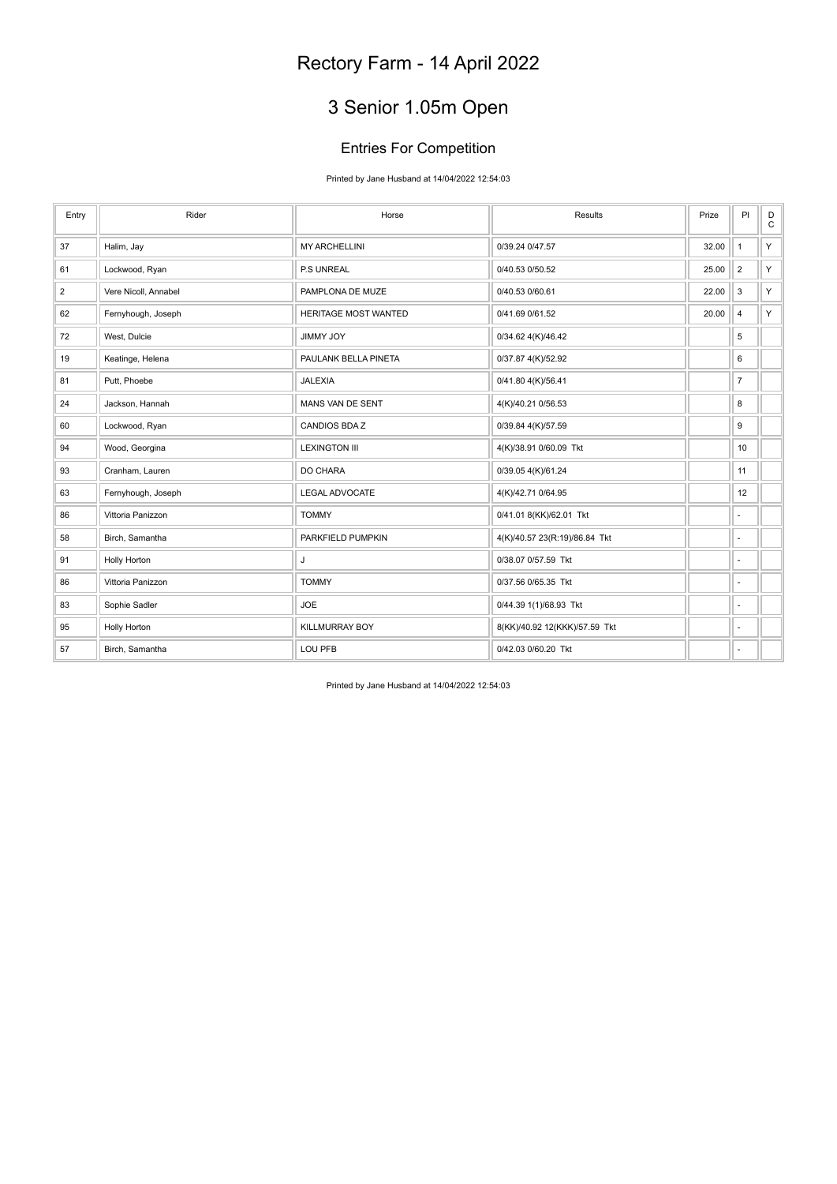# Rectory Farm - 14 April 2022

## 3 Senior 1.05m Open

### Entries For Competition

Printed by Jane Husband at 14/04/2022 12:54:03

| Entry | Rider | Horse | Results | Prize | Pl | DC |
|---|---|---|---|---|---|---|
| 37 | Halim, Jay | MY ARCHELLINI | 0/39.24 0/47.57 | 32.00 | 1 | Y |
| 61 | Lockwood, Ryan | P.S UNREAL | 0/40.53 0/50.52 | 25.00 | 2 | Y |
| 2 | Vere Nicoll, Annabel | PAMPLONA DE MUZE | 0/40.53 0/60.61 | 22.00 | 3 | Y |
| 62 | Fernyhough, Joseph | HERITAGE MOST WANTED | 0/41.69 0/61.52 | 20.00 | 4 | Y |
| 72 | West, Dulcie | JIMMY JOY | 0/34.62 4(K)/46.42 | | 5 | |
| 19 | Keatinge, Helena | PAULANK BELLA PINETA | 0/37.87 4(K)/52.92 | | 6 | |
| 81 | Putt, Phoebe | JALEXIA | 0/41.80 4(K)/56.41 | | 7 | |
| 24 | Jackson, Hannah | MANS VAN DE SENT | 4(K)/40.21 0/56.53 | | 8 | |
| 60 | Lockwood, Ryan | CANDIOS BDA Z | 0/39.84 4(K)/57.59 | | 9 | |
| 94 | Wood, Georgina | LEXINGTON III | 4(K)/38.91 0/60.09 Tkt | | 10 | |
| 93 | Cranham, Lauren | DO CHARA | 0/39.05 4(K)/61.24 | | 11 | |
| 63 | Fernyhough, Joseph | LEGAL ADVOCATE | 4(K)/42.71 0/64.95 | | 12 | |
| 86 | Vittoria Panizzon | TOMMY | 0/41.01 8(KK)/62.01 Tkt | | - | |
| 58 | Birch, Samantha | PARKFIELD PUMPKIN | 4(K)/40.57 23(R:19)/86.84 Tkt | | - | |
| 91 | Holly Horton | J | 0/38.07 0/57.59 Tkt | | - | |
| 86 | Vittoria Panizzon | TOMMY | 0/37.56 0/65.35 Tkt | | - | |
| 83 | Sophie Sadler | JOE | 0/44.39 1(1)/68.93 Tkt | | - | |
| 95 | Holly Horton | KILLMURRAY BOY | 8(KK)/40.92 12(KKK)/57.59 Tkt | | - | |
| 57 | Birch, Samantha | LOU PFB | 0/42.03 0/60.20 Tkt | | - | |

Printed by Jane Husband at 14/04/2022 12:54:03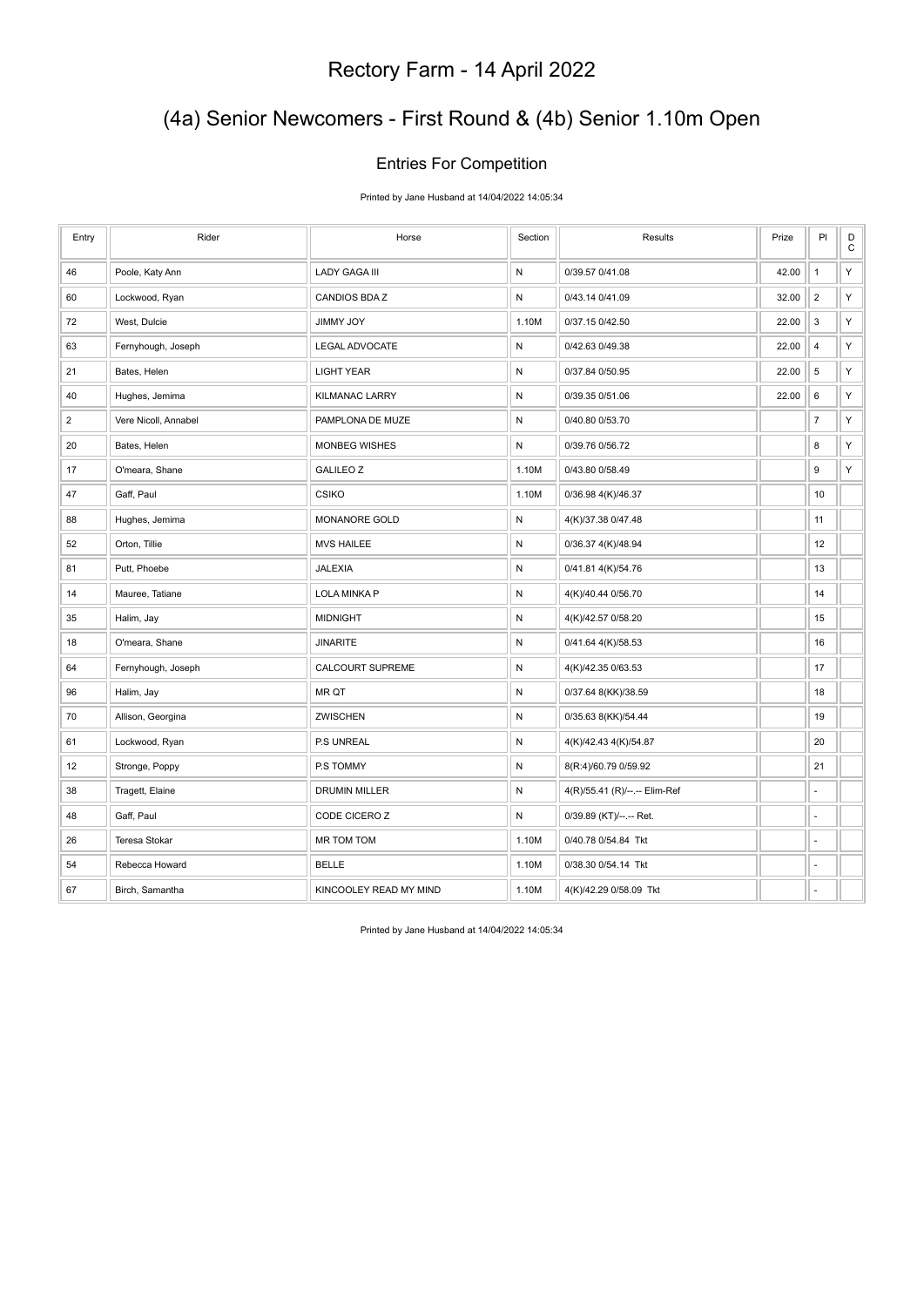# Rectory Farm - 14 April 2022

## (4a) Senior Newcomers - First Round & (4b) Senior 1.10m Open

### Entries For Competition

Printed by Jane Husband at 14/04/2022 14:05:34

| Entry | Rider | Horse | Section | Results | Prize | Pl | DC |
|---|---|---|---|---|---|---|---|
| 46 | Poole, Katy Ann | LADY GAGA III | N | 0/39.57 0/41.08 | 42.00 | 1 | Y |
| 60 | Lockwood, Ryan | CANDIOS BDA Z | N | 0/43.14 0/41.09 | 32.00 | 2 | Y |
| 72 | West, Dulcie | JIMMY JOY | 1.10M | 0/37.15 0/42.50 | 22.00 | 3 | Y |
| 63 | Fernyhough, Joseph | LEGAL ADVOCATE | N | 0/42.63 0/49.38 | 22.00 | 4 | Y |
| 21 | Bates, Helen | LIGHT YEAR | N | 0/37.84 0/50.95 | 22.00 | 5 | Y |
| 40 | Hughes, Jemima | KILMANAC LARRY | N | 0/39.35 0/51.06 | 22.00 | 6 | Y |
| 2 | Vere Nicoll, Annabel | PAMPLONA DE MUZE | N | 0/40.80 0/53.70 | | 7 | Y |
| 20 | Bates, Helen | MONBEG WISHES | N | 0/39.76 0/56.72 | | 8 | Y |
| 17 | O'meara, Shane | GALILEO Z | 1.10M | 0/43.80 0/58.49 | | 9 | Y |
| 47 | Gaff, Paul | CSIKO | 1.10M | 0/36.98 4(K)/46.37 | | 10 | |
| 88 | Hughes, Jemima | MONANORE GOLD | N | 4(K)/37.38 0/47.48 | | 11 | |
| 52 | Orton, Tillie | MVS HAILEE | N | 0/36.37 4(K)/48.94 | | 12 | |
| 81 | Putt, Phoebe | JALEXIA | N | 0/41.81 4(K)/54.76 | | 13 | |
| 14 | Mauree, Tatiane | LOLA MINKA P | N | 4(K)/40.44 0/56.70 | | 14 | |
| 35 | Halim, Jay | MIDNIGHT | N | 4(K)/42.57 0/58.20 | | 15 | |
| 18 | O'meara, Shane | JINARITE | N | 0/41.64 4(K)/58.53 | | 16 | |
| 64 | Fernyhough, Joseph | CALCOURT SUPREME | N | 4(K)/42.35 0/63.53 | | 17 | |
| 96 | Halim, Jay | MR QT | N | 0/37.64 8(KK)/38.59 | | 18 | |
| 70 | Allison, Georgina | ZWISCHEN | N | 0/35.63 8(KK)/54.44 | | 19 | |
| 61 | Lockwood, Ryan | P.S UNREAL | N | 4(K)/42.43 4(K)/54.87 | | 20 | |
| 12 | Stronge, Poppy | P.S TOMMY | N | 8(R:4)/60.79 0/59.92 | | 21 | |
| 38 | Tragett, Elaine | DRUMIN MILLER | N | 4(R)/55.41 (R)/--.-- Elim-Ref | | - | |
| 48 | Gaff, Paul | CODE CICERO Z | N | 0/39.89 (KT)/--.-- Ret. | | - | |
| 26 | Teresa Stokar | MR TOM TOM | 1.10M | 0/40.78 0/54.84 Tkt | | - | |
| 54 | Rebecca Howard | BELLE | 1.10M | 0/38.30 0/54.14 Tkt | | - | |
| 67 | Birch, Samantha | KINCOOLEY READ MY MIND | 1.10M | 4(K)/42.29 0/58.09 Tkt | | - | |

Printed by Jane Husband at 14/04/2022 14:05:34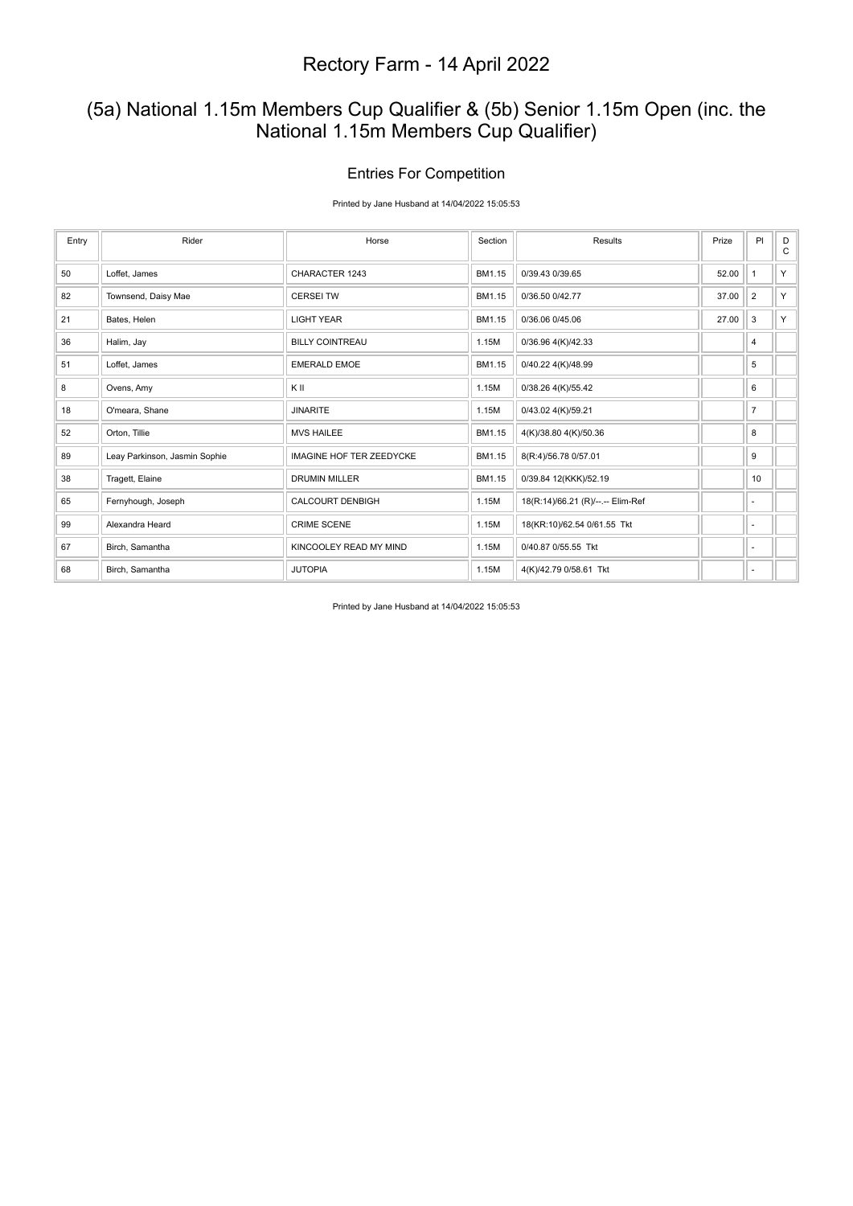# Rectory Farm - 14 April 2022

## (5a) National 1.15m Members Cup Qualifier & (5b) Senior 1.15m Open (inc. the National 1.15m Members Cup Qualifier)

### Entries For Competition

Printed by Jane Husband at 14/04/2022 15:05:53

| Entry | Rider | Horse | Section | Results | Prize | Pl | D C |
|---|---|---|---|---|---|---|---|
| 50 | Loffet, James | CHARACTER 1243 | BM1.15 | 0/39.43 0/39.65 | 52.00 | 1 | Y |
| 82 | Townsend, Daisy Mae | CERSEI TW | BM1.15 | 0/36.50 0/42.77 | 37.00 | 2 | Y |
| 21 | Bates, Helen | LIGHT YEAR | BM1.15 | 0/36.06 0/45.06 | 27.00 | 3 | Y |
| 36 | Halim, Jay | BILLY COINTREAU | 1.15M | 0/36.96 4(K)/42.33 | | 4 | |
| 51 | Loffet, James | EMERALD EMOE | BM1.15 | 0/40.22 4(K)/48.99 | | 5 | |
| 8 | Ovens, Amy | K II | 1.15M | 0/38.26 4(K)/55.42 | | 6 | |
| 18 | O'meara, Shane | JINARITE | 1.15M | 0/43.02 4(K)/59.21 | | 7 | |
| 52 | Orton, Tillie | MVS HAILEE | BM1.15 | 4(K)/38.80 4(K)/50.36 | | 8 | |
| 89 | Leay Parkinson, Jasmin Sophie | IMAGINE HOF TER ZEEDYCKE | BM1.15 | 8(R:4)/56.78 0/57.01 | | 9 | |
| 38 | Tragett, Elaine | DRUMIN MILLER | BM1.15 | 0/39.84 12(KKK)/52.19 | | 10 | |
| 65 | Fernyhough, Joseph | CALCOURT DENBIGH | 1.15M | 18(R:14)/66.21 (R)/--.-- Elim-Ref | | - | |
| 99 | Alexandra Heard | CRIME SCENE | 1.15M | 18(KR:10)/62.54 0/61.55 Tkt | | - | |
| 67 | Birch, Samantha | KINCOOLEY READ MY MIND | 1.15M | 0/40.87 0/55.55 Tkt | | - | |
| 68 | Birch, Samantha | JUTOPIA | 1.15M | 4(K)/42.79 0/58.61 Tkt | | - | |

Printed by Jane Husband at 14/04/2022 15:05:53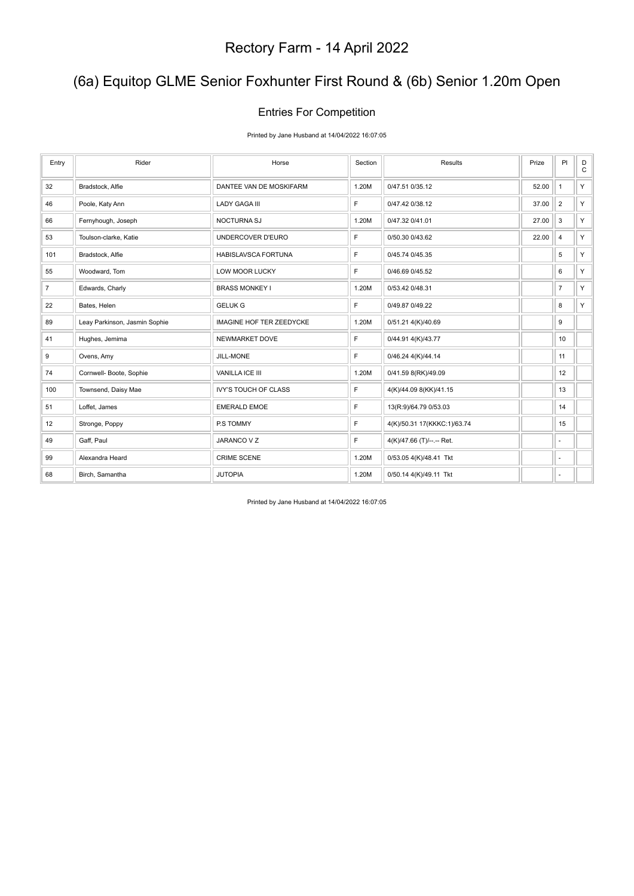# Rectory Farm - 14 April 2022

## (6a) Equitop GLME Senior Foxhunter First Round & (6b) Senior 1.20m Open

### Entries For Competition

Printed by Jane Husband at 14/04/2022 16:07:05

| Entry | Rider | Horse | Section | Results | Prize | Pl | DC |
|---|---|---|---|---|---|---|---|
| 32 | Bradstock, Alfie | DANTEE VAN DE MOSKIFARM | 1.20M | 0/47.51 0/35.12 | 52.00 | 1 | Y |
| 46 | Poole, Katy Ann | LADY GAGA III | F | 0/47.42 0/38.12 | 37.00 | 2 | Y |
| 66 | Fernyhough, Joseph | NOCTURNA SJ | 1.20M | 0/47.32 0/41.01 | 27.00 | 3 | Y |
| 53 | Toulson-clarke, Katie | UNDERCOVER D'EURO | F | 0/50.30 0/43.62 | 22.00 | 4 | Y |
| 101 | Bradstock, Alfie | HABISLAVSCA FORTUNA | F | 0/45.74 0/45.35 | | 5 | Y |
| 55 | Woodward, Tom | LOW MOOR LUCKY | F | 0/46.69 0/45.52 | | 6 | Y |
| 7 | Edwards, Charly | BRASS MONKEY I | 1.20M | 0/53.42 0/48.31 | | 7 | Y |
| 22 | Bates, Helen | GELUK G | F | 0/49.87 0/49.22 | | 8 | Y |
| 89 | Leay Parkinson, Jasmin Sophie | IMAGINE HOF TER ZEEDYCKE | 1.20M | 0/51.21 4(K)/40.69 | | 9 | |
| 41 | Hughes, Jemima | NEWMARKET DOVE | F | 0/44.91 4(K)/43.77 | | 10 | |
| 9 | Ovens, Amy | JILL-MONE | F | 0/46.24 4(K)/44.14 | | 11 | |
| 74 | Cornwell- Boote, Sophie | VANILLA ICE III | 1.20M | 0/41.59 8(RK)/49.09 | | 12 | |
| 100 | Townsend, Daisy Mae | IVY'S TOUCH OF CLASS | F | 4(K)/44.09 8(KK)/41.15 | | 13 | |
| 51 | Loffet, James | EMERALD EMOE | F | 13(R:9)/64.79 0/53.03 | | 14 | |
| 12 | Stronge, Poppy | P.S TOMMY | F | 4(K)/50.31 17(KKKC:1)/63.74 | | 15 | |
| 49 | Gaff, Paul | JARANCO V Z | F | 4(K)/47.66 (T)/--.-- Ret. | | - | |
| 99 | Alexandra Heard | CRIME SCENE | 1.20M | 0/53.05 4(K)/48.41 Tkt | | - | |
| 68 | Birch, Samantha | JUTOPIA | 1.20M | 0/50.14 4(K)/49.11 Tkt | | - | |

Printed by Jane Husband at 14/04/2022 16:07:05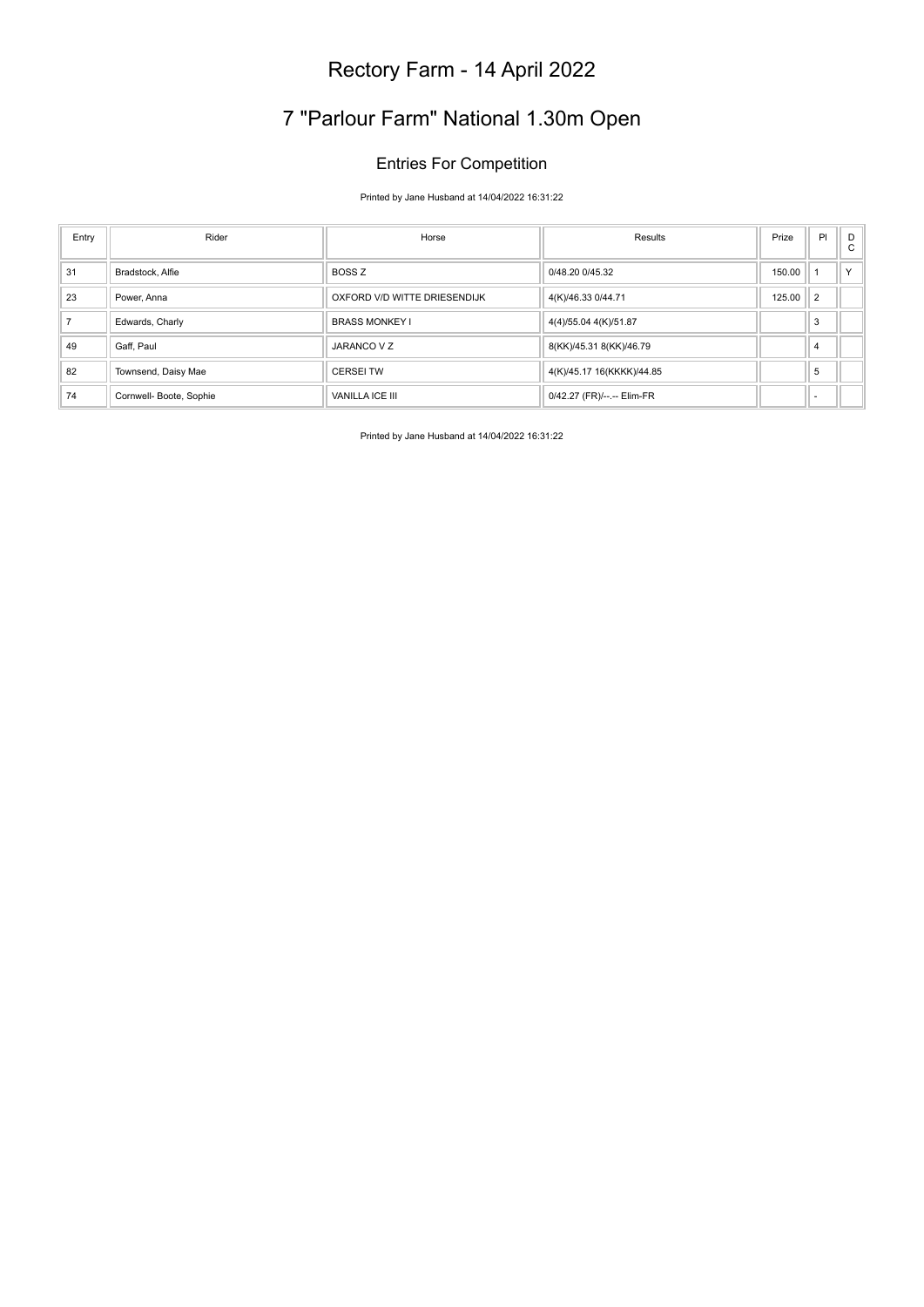# Rectory Farm - 14 April 2022

## 7 "Parlour Farm" National 1.30m Open

### Entries For Competition

Printed by Jane Husband at 14/04/2022 16:31:22

| Entry | Rider | Horse | Results | Prize | Pl | D C |
|---|---|---|---|---|---|---|
| 31 | Bradstock, Alfie | BOSS Z | 0/48.20 0/45.32 | 150.00 | 1 | Y |
| 23 | Power, Anna | OXFORD V/D WITTE DRIESENDIJK | 4(K)/46.33 0/44.71 | 125.00 | 2 | |
| 7 | Edwards, Charly | BRASS MONKEY I | 4(4)/55.04 4(K)/51.87 | | 3 | |
| 49 | Gaff, Paul | JARANCO V Z | 8(KK)/45.31 8(KK)/46.79 | | 4 | |
| 82 | Townsend, Daisy Mae | CERSEI TW | 4(K)/45.17 16(KKKK)/44.85 | | 5 | |
| 74 | Cornwell- Boote, Sophie | VANILLA ICE III | 0/42.27 (FR)/--.-- Elim-FR | | - | |

Printed by Jane Husband at 14/04/2022 16:31:22